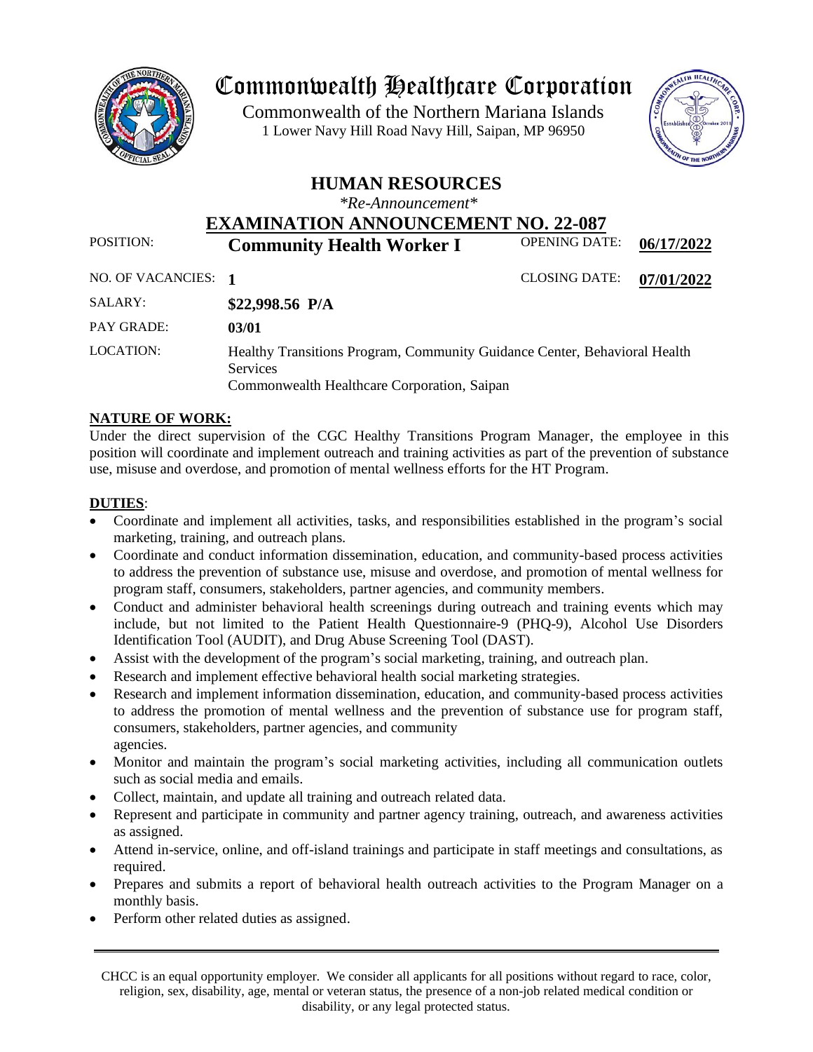# Commonwealth Healthcare Corporation

Commonwealth of the Northern Mariana Islands
1 Lower Navy Hill Road Navy Hill, Saipan, MP 96950

## HUMAN RESOURCES

*\*Re-Announcement\**

## EXAMINATION ANNOUNCEMENT NO. 22-087

| | | | |
|---|---|---|---|
| POSITION: | **Community Health Worker I** | OPENING DATE: | **06/17/2022** |
| NO. OF VACANCIES: | **1** | CLOSING DATE: | **07/01/2022** |
| SALARY: | **$22,998.56 P/A** | | |
| PAY GRADE: | **03/01** | | |
| LOCATION: | Healthy Transitions Program, Community Guidance Center, Behavioral Health Services<br>Commonwealth Healthcare Corporation, Saipan | | |

**NATURE OF WORK:**

Under the direct supervision of the CGC Healthy Transitions Program Manager, the employee in this position will coordinate and implement outreach and training activities as part of the prevention of substance use, misuse and overdose, and promotion of mental wellness efforts for the HT Program.

**DUTIES**:

- Coordinate and implement all activities, tasks, and responsibilities established in the program's social marketing, training, and outreach plans.
- Coordinate and conduct information dissemination, education, and community-based process activities to address the prevention of substance use, misuse and overdose, and promotion of mental wellness for program staff, consumers, stakeholders, partner agencies, and community members.
- Conduct and administer behavioral health screenings during outreach and training events which may include, but not limited to the Patient Health Questionnaire-9 (PHQ-9), Alcohol Use Disorders Identification Tool (AUDIT), and Drug Abuse Screening Tool (DAST).
- Assist with the development of the program's social marketing, training, and outreach plan.
- Research and implement effective behavioral health social marketing strategies.
- Research and implement information dissemination, education, and community-based process activities to address the promotion of mental wellness and the prevention of substance use for program staff, consumers, stakeholders, partner agencies, and community agencies.
- Monitor and maintain the program's social marketing activities, including all communication outlets such as social media and emails.
- Collect, maintain, and update all training and outreach related data.
- Represent and participate in community and partner agency training, outreach, and awareness activities as assigned.
- Attend in-service, online, and off-island trainings and participate in staff meetings and consultations, as required.
- Prepares and submits a report of behavioral health outreach activities to the Program Manager on a monthly basis.
- Perform other related duties as assigned.

---

CHCC is an equal opportunity employer. We consider all applicants for all positions without regard to race, color, religion, sex, disability, age, mental or veteran status, the presence of a non-job related medical condition or disability, or any legal protected status.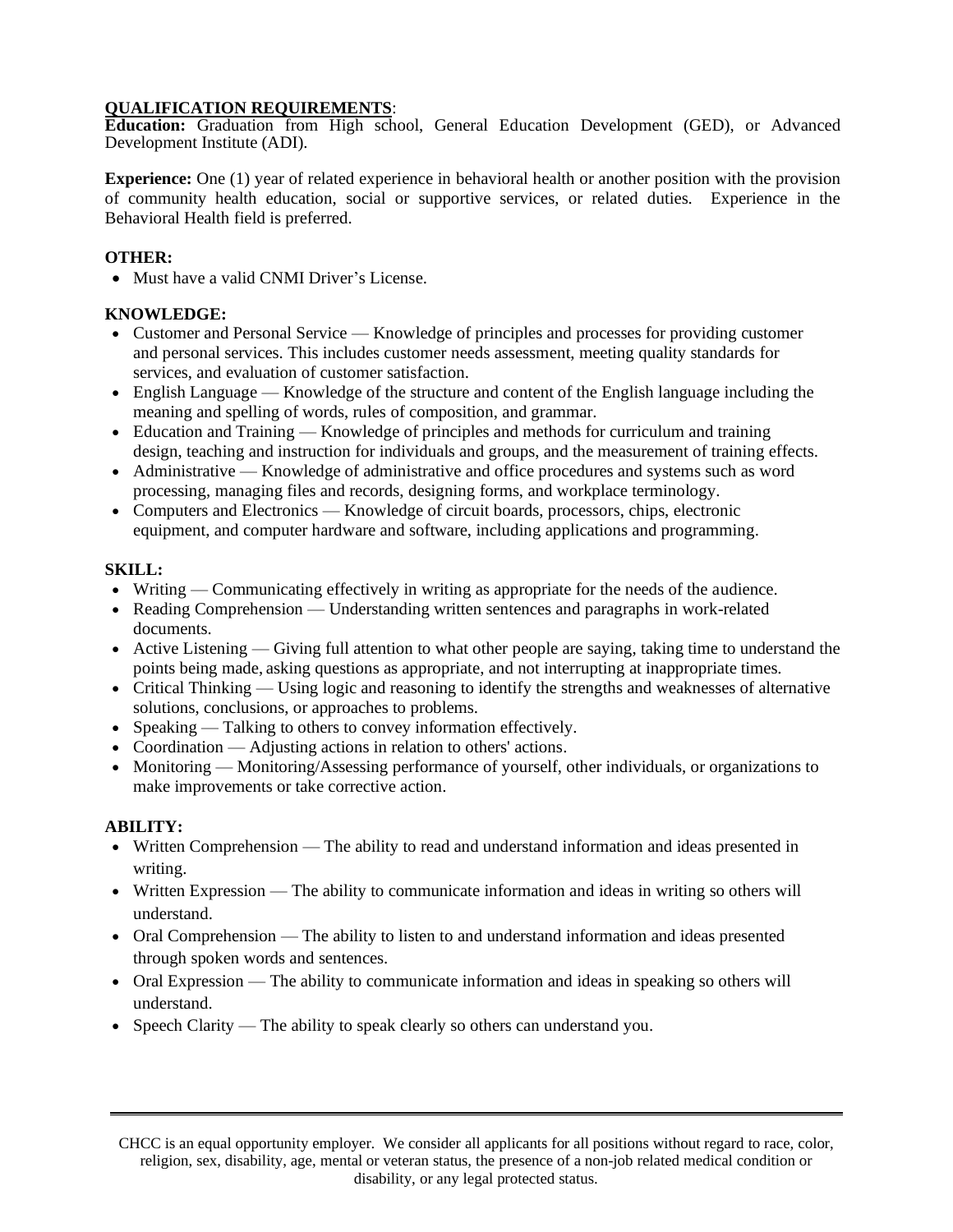**QUALIFICATION REQUIREMENTS**:

**Education:** Graduation from High school, General Education Development (GED), or Advanced Development Institute (ADI).

**Experience:** One (1) year of related experience in behavioral health or another position with the provision of community health education, social or supportive services, or related duties. Experience in the Behavioral Health field is preferred.

**OTHER:**

- Must have a valid CNMI Driver's License.

**KNOWLEDGE:**

- Customer and Personal Service — Knowledge of principles and processes for providing customer and personal services. This includes customer needs assessment, meeting quality standards for services, and evaluation of customer satisfaction.
- English Language — Knowledge of the structure and content of the English language including the meaning and spelling of words, rules of composition, and grammar.
- Education and Training — Knowledge of principles and methods for curriculum and training design, teaching and instruction for individuals and groups, and the measurement of training effects.
- Administrative — Knowledge of administrative and office procedures and systems such as word processing, managing files and records, designing forms, and workplace terminology.
- Computers and Electronics — Knowledge of circuit boards, processors, chips, electronic equipment, and computer hardware and software, including applications and programming.

**SKILL:**

- Writing — Communicating effectively in writing as appropriate for the needs of the audience.
- Reading Comprehension — Understanding written sentences and paragraphs in work-related documents.
- Active Listening — Giving full attention to what other people are saying, taking time to understand the points being made, asking questions as appropriate, and not interrupting at inappropriate times.
- Critical Thinking — Using logic and reasoning to identify the strengths and weaknesses of alternative solutions, conclusions, or approaches to problems.
- Speaking — Talking to others to convey information effectively.
- Coordination — Adjusting actions in relation to others' actions.
- Monitoring — Monitoring/Assessing performance of yourself, other individuals, or organizations to make improvements or take corrective action.

**ABILITY:**

- Written Comprehension — The ability to read and understand information and ideas presented in writing.
- Written Expression — The ability to communicate information and ideas in writing so others will understand.
- Oral Comprehension — The ability to listen to and understand information and ideas presented through spoken words and sentences.
- Oral Expression — The ability to communicate information and ideas in speaking so others will understand.
- Speech Clarity — The ability to speak clearly so others can understand you.

---

CHCC is an equal opportunity employer. We consider all applicants for all positions without regard to race, color, religion, sex, disability, age, mental or veteran status, the presence of a non-job related medical condition or disability, or any legal protected status.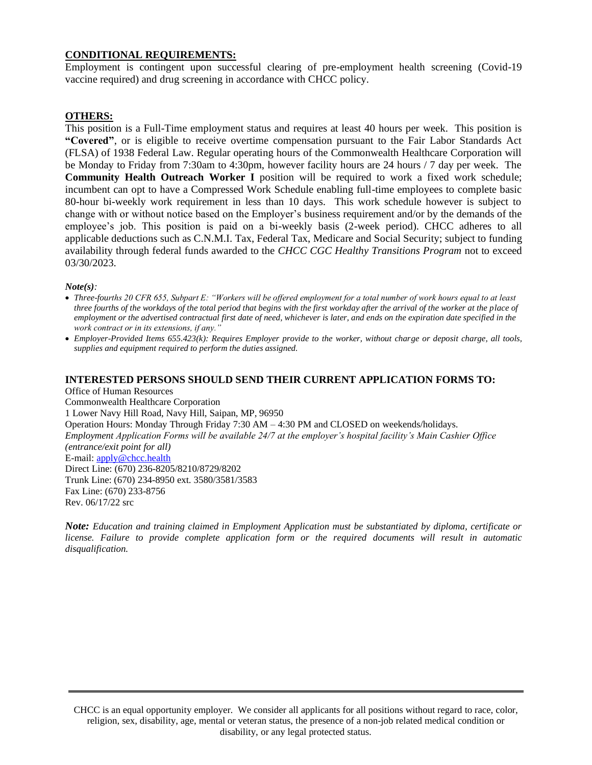**CONDITIONAL REQUIREMENTS:**

Employment is contingent upon successful clearing of pre-employment health screening (Covid-19 vaccine required) and drug screening in accordance with CHCC policy.

**OTHERS:**

This position is a Full-Time employment status and requires at least 40 hours per week. This position is **"Covered"**, or is eligible to receive overtime compensation pursuant to the Fair Labor Standards Act (FLSA) of 1938 Federal Law. Regular operating hours of the Commonwealth Healthcare Corporation will be Monday to Friday from 7:30am to 4:30pm, however facility hours are 24 hours / 7 day per week. The **Community Health Outreach Worker I** position will be required to work a fixed work schedule; incumbent can opt to have a Compressed Work Schedule enabling full-time employees to complete basic 80-hour bi-weekly work requirement in less than 10 days. This work schedule however is subject to change with or without notice based on the Employer's business requirement and/or by the demands of the employee's job. This position is paid on a bi-weekly basis (2-week period). CHCC adheres to all applicable deductions such as C.N.M.I. Tax, Federal Tax, Medicare and Social Security; subject to funding availability through federal funds awarded to the *CHCC CGC Healthy Transitions Program* not to exceed 03/30/2023.

***Note(s):***

- *Three-fourths 20 CFR 655, Subpart E: "Workers will be offered employment for a total number of work hours equal to at least three fourths of the workdays of the total period that begins with the first workday after the arrival of the worker at the place of employment or the advertised contractual first date of need, whichever is later, and ends on the expiration date specified in the work contract or in its extensions, if any."*
- *Employer-Provided Items 655.423(k): Requires Employer provide to the worker, without charge or deposit charge, all tools, supplies and equipment required to perform the duties assigned.*

**INTERESTED PERSONS SHOULD SEND THEIR CURRENT APPLICATION FORMS TO:**

Office of Human Resources
Commonwealth Healthcare Corporation
1 Lower Navy Hill Road, Navy Hill, Saipan, MP, 96950
Operation Hours: Monday Through Friday 7:30 AM – 4:30 PM and CLOSED on weekends/holidays.
*Employment Application Forms will be available 24/7 at the employer's hospital facility's Main Cashier Office (entrance/exit point for all)*
E-mail: apply@chcc.health
Direct Line: (670) 236-8205/8210/8729/8202
Trunk Line: (670) 234-8950 ext. 3580/3581/3583
Fax Line: (670) 233-8756
Rev. 06/17/22 src

***Note:*** *Education and training claimed in Employment Application must be substantiated by diploma, certificate or license. Failure to provide complete application form or the required documents will result in automatic disqualification.*

CHCC is an equal opportunity employer. We consider all applicants for all positions without regard to race, color, religion, sex, disability, age, mental or veteran status, the presence of a non-job related medical condition or disability, or any legal protected status.